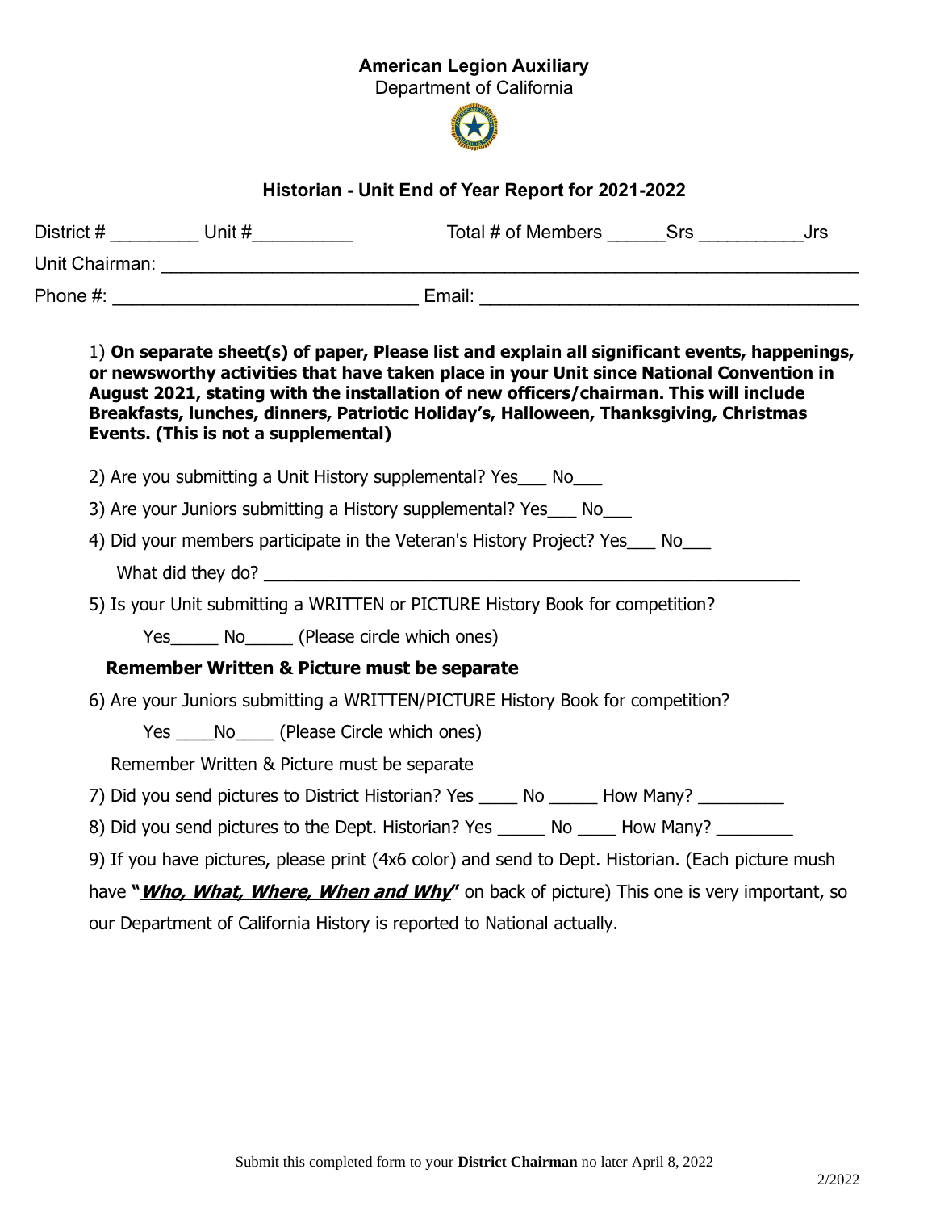**American Legion Auxiliary**
Department of California

### Historian - Unit End of Year Report for 2021-2022

District # _________ Unit #__________ Total # of Members ______Srs __________Jrs

Unit Chairman: ______________________________________________________________________

Phone #: _____________________________ Email: ____________________________________

1) **On separate sheet(s) of paper, Please list and explain all significant events, happenings, or newsworthy activities that have taken place in your Unit since National Convention in August 2021, stating with the installation of new officers/chairman. This will include Breakfasts, lunches, dinners, Patriotic Holiday's, Halloween, Thanksgiving, Christmas Events. (This is not a supplemental)**

2) Are you submitting a Unit History supplemental? Yes___ No___

3) Are your Juniors submitting a History supplemental? Yes___ No___

4) Did your members participate in the Veteran's History Project? Yes___ No___

What did they do? ___________________________________________________________

5) Is your Unit submitting a WRITTEN or PICTURE History Book for competition?

Yes_____ No_____ (Please circle which ones)

**Remember Written & Picture must be separate**

6) Are your Juniors submitting a WRITTEN/PICTURE History Book for competition?

Yes ____No____ (Please Circle which ones)

Remember Written & Picture must be separate

7) Did you send pictures to District Historian? Yes ____ No _____ How Many? _________

8) Did you send pictures to the Dept. Historian? Yes _____ No ____ How Many? ________

9) If you have pictures, please print (4x6 color) and send to Dept. Historian. (Each picture mush have **"*Who, What, Where, When and Why*"** on back of picture) This one is very important, so our Department of California History is reported to National actually.

Submit this completed form to your **District Chairman** no later April 8, 2022

2/2022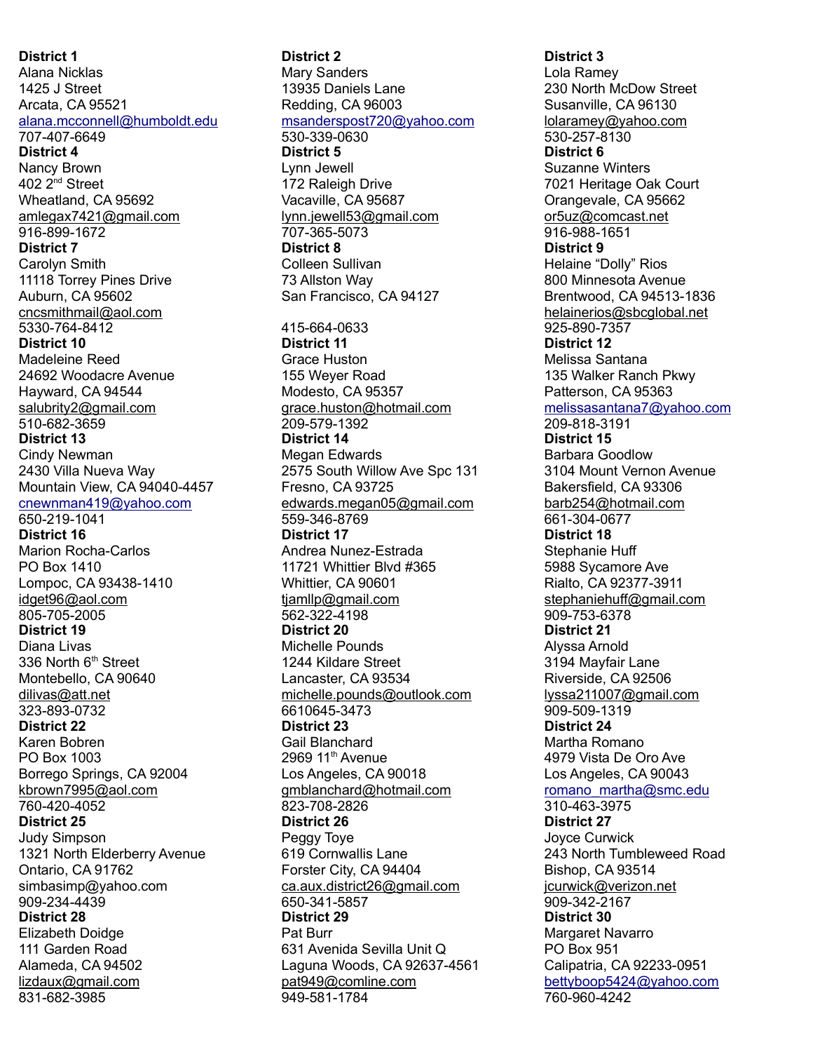**District 1**
Alana Nicklas
1425 J Street
Arcata, CA 95521
alana.mcconnell@humboldt.edu
707-407-6649

**District 2**
Mary Sanders
13935 Daniels Lane
Redding, CA 96003
msanderspost720@yahoo.com
530-339-0630

**District 3**
Lola Ramey
230 North McDow Street
Susanville, CA 96130
lolaramey@yahoo.com
530-257-8130

**District 4**
Nancy Brown
402 2nd Street
Wheatland, CA 95692
amlegax7421@gmail.com
916-899-1672

**District 5**
Lynn Jewell
172 Raleigh Drive
Vacaville, CA 95687
lynn.jewell53@gmail.com
707-365-5073

**District 6**
Suzanne Winters
7021 Heritage Oak Court
Orangevale, CA 95662
or5uz@comcast.net
916-988-1651

**District 7**
Carolyn Smith
11118 Torrey Pines Drive
Auburn, CA 95602
cncsmithmail@aol.com
5330-764-8412

**District 8**
Colleen Sullivan
73 Allston Way
San Francisco, CA 94127

415-664-0633

**District 9**
Helaine "Dolly" Rios
800 Minnesota Avenue
Brentwood, CA 94513-1836
helainerios@sbcglobal.net
925-890-7357

**District 10**
Madeleine Reed
24692 Woodacre Avenue
Hayward, CA 94544
salubrity2@gmail.com
510-682-3659

**District 11**
Grace Huston
155 Weyer Road
Modesto, CA 95357
grace.huston@hotmail.com
209-579-1392

**District 12**
Melissa Santana
135 Walker Ranch Pkwy
Patterson, CA 95363
melissasantana7@yahoo.com
209-818-3191

**District 13**
Cindy Newman
2430 Villa Nueva Way
Mountain View, CA 94040-4457
cnewnman419@yahoo.com
650-219-1041

**District 14**
Megan Edwards
2575 South Willow Ave Spc 131
Fresno, CA 93725
edwards.megan05@gmail.com
559-346-8769

**District 15**
Barbara Goodlow
3104 Mount Vernon Avenue
Bakersfield, CA 93306
barb254@hotmail.com
661-304-0677

**District 16**
Marion Rocha-Carlos
PO Box 1410
Lompoc, CA 93438-1410
idget96@aol.com
805-705-2005

**District 17**
Andrea Nunez-Estrada
11721 Whittier Blvd #365
Whittier, CA 90601
tjamllp@gmail.com
562-322-4198

**District 18**
Stephanie Huff
5988 Sycamore Ave
Rialto, CA 92377-3911
stephaniehuff@gmail.com
909-753-6378

**District 19**
Diana Livas
336 North 6th Street
Montebello, CA 90640
dilivas@att.net
323-893-0732

**District 20**
Michelle Pounds
1244 Kildare Street
Lancaster, CA 93534
michelle.pounds@outlook.com
6610645-3473

**District 21**
Alyssa Arnold
3194 Mayfair Lane
Riverside, CA 92506
lyssa211007@gmail.com
909-509-1319

**District 22**
Karen Bobren
PO Box 1003
Borrego Springs, CA 92004
kbrown7995@aol.com
760-420-4052

**District 23**
Gail Blanchard
2969 11th Avenue
Los Angeles, CA 90018
gmblanchard@hotmail.com
823-708-2826

**District 24**
Martha Romano
4979 Vista De Oro Ave
Los Angeles, CA 90043
romano_martha@smc.edu
310-463-3975

**District 25**
Judy Simpson
1321 North Elderberry Avenue
Ontario, CA 91762
simbasimp@yahoo.com
909-234-4439

**District 26**
Peggy Toye
619 Cornwallis Lane
Forster City, CA 94404
ca.aux.district26@gmail.com
650-341-5857

**District 27**
Joyce Curwick
243 North Tumbleweed Road
Bishop, CA 93514
jcurwick@verizon.net
909-342-2167

**District 28**
Elizabeth Doidge
111 Garden Road
Alameda, CA 94502
lizdaux@gmail.com
831-682-3985

**District 29**
Pat Burr
631 Avenida Sevilla Unit Q
Laguna Woods, CA 92637-4561
pat949@comline.com
949-581-1784

**District 30**
Margaret Navarro
PO Box 951
Calipatria, CA 92233-0951
bettyboop5424@yahoo.com
760-960-4242